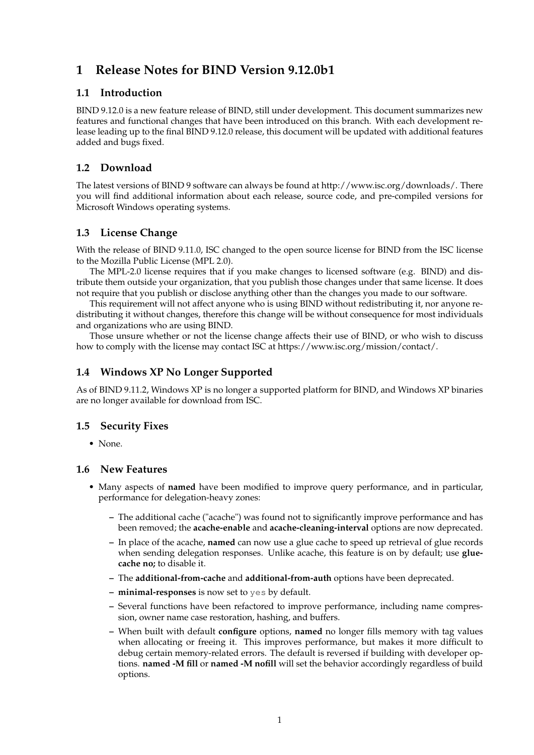# 1 Release Notes for BIND Version 9.12.0b1

## 1.1 Introduction

BIND 9.12.0 is a new feature release of BIND, still under development. This document summarizes new features and functional changes that have been introduced on this branch. With each development release leading up to the final BIND 9.12.0 release, this document will be updated with additional features added and bugs fixed.

## 1.2 Download

The latest versions of BIND 9 software can always be found at http://www.isc.org/downloads/. There you will find additional information about each release, source code, and pre-compiled versions for Microsoft Windows operating systems.

## 1.3 License Change

With the release of BIND 9.11.0, ISC changed to the open source license for BIND from the ISC license to the Mozilla Public License (MPL 2.0).

The MPL-2.0 license requires that if you make changes to licensed software (e.g. BIND) and distribute them outside your organization, that you publish those changes under that same license. It does not require that you publish or disclose anything other than the changes you made to our software.

This requirement will not affect anyone who is using BIND without redistributing it, nor anyone redistributing it without changes, therefore this change will be without consequence for most individuals and organizations who are using BIND.

Those unsure whether or not the license change affects their use of BIND, or who wish to discuss how to comply with the license may contact ISC at https://www.isc.org/mission/contact/.

## 1.4 Windows XP No Longer Supported

As of BIND 9.11.2, Windows XP is no longer a supported platform for BIND, and Windows XP binaries are no longer available for download from ISC.

## 1.5 Security Fixes

- None.

## 1.6 New Features

- Many aspects of **named** have been modified to improve query performance, and in particular, performance for delegation-heavy zones:
  - The additional cache ("acache") was found not to significantly improve performance and has been removed; the **acache-enable** and **acache-cleaning-interval** options are now deprecated.
  - In place of the acache, **named** can now use a glue cache to speed up retrieval of glue records when sending delegation responses. Unlike acache, this feature is on by default; use **glue-cache no;** to disable it.
  - The **additional-from-cache** and **additional-from-auth** options have been deprecated.
  - **minimal-responses** is now set to `yes` by default.
  - Several functions have been refactored to improve performance, including name compression, owner name case restoration, hashing, and buffers.
  - When built with default **configure** options, **named** no longer fills memory with tag values when allocating or freeing it. This improves performance, but makes it more difficult to debug certain memory-related errors. The default is reversed if building with developer options. **named -M fill** or **named -M nofill** will set the behavior accordingly regardless of build options.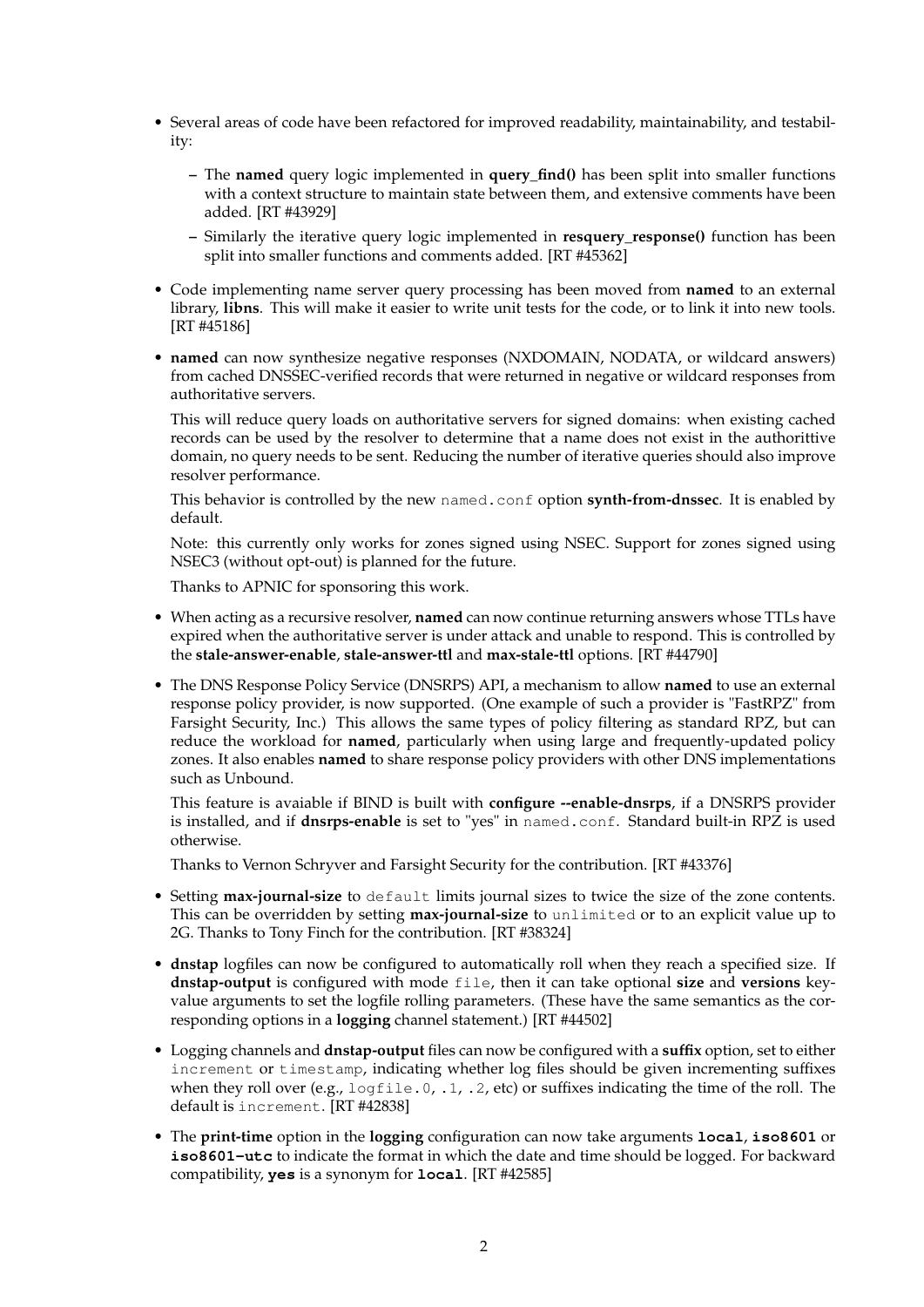- Several areas of code have been refactored for improved readability, maintainability, and testability:
  - The **named** query logic implemented in **query_find()** has been split into smaller functions with a context structure to maintain state between them, and extensive comments have been added. [RT #43929]
  - Similarly the iterative query logic implemented in **resquery_response()** function has been split into smaller functions and comments added. [RT #45362]
- Code implementing name server query processing has been moved from **named** to an external library, **libns**. This will make it easier to write unit tests for the code, or to link it into new tools. [RT #45186]
- **named** can now synthesize negative responses (NXDOMAIN, NODATA, or wildcard answers) from cached DNSSEC-verified records that were returned in negative or wildcard responses from authoritative servers.

  This will reduce query loads on authoritative servers for signed domains: when existing cached records can be used by the resolver to determine that a name does not exist in the authorittive domain, no query needs to be sent. Reducing the number of iterative queries should also improve resolver performance.

  This behavior is controlled by the new `named.conf` option **synth-from-dnssec**. It is enabled by default.

  Note: this currently only works for zones signed using NSEC. Support for zones signed using NSEC3 (without opt-out) is planned for the future.

  Thanks to APNIC for sponsoring this work.
- When acting as a recursive resolver, **named** can now continue returning answers whose TTLs have expired when the authoritative server is under attack and unable to respond. This is controlled by the **stale-answer-enable**, **stale-answer-ttl** and **max-stale-ttl** options. [RT #44790]
- The DNS Response Policy Service (DNSRPS) API, a mechanism to allow **named** to use an external response policy provider, is now supported. (One example of such a provider is "FastRPZ" from Farsight Security, Inc.) This allows the same types of policy filtering as standard RPZ, but can reduce the workload for **named**, particularly when using large and frequently-updated policy zones. It also enables **named** to share response policy providers with other DNS implementations such as Unbound.

  This feature is avaiable if BIND is built with **configure --enable-dnsrps**, if a DNSRPS provider is installed, and if **dnsrps-enable** is set to "yes" in `named.conf`. Standard built-in RPZ is used otherwise.

  Thanks to Vernon Schryver and Farsight Security for the contribution. [RT #43376]
- Setting **max-journal-size** to `default` limits journal sizes to twice the size of the zone contents. This can be overridden by setting **max-journal-size** to `unlimited` or to an explicit value up to 2G. Thanks to Tony Finch for the contribution. [RT #38324]
- **dnstap** logfiles can now be configured to automatically roll when they reach a specified size. If **dnstap-output** is configured with mode `file`, then it can take optional **size** and **versions** key-value arguments to set the logfile rolling parameters. (These have the same semantics as the corresponding options in a **logging** channel statement.) [RT #44502]
- Logging channels and **dnstap-output** files can now be configured with a **suffix** option, set to either `increment` or `timestamp`, indicating whether log files should be given incrementing suffixes when they roll over (e.g., `logfile.0`, `.1`, `.2`, etc) or suffixes indicating the time of the roll. The default is `increment`. [RT #42838]
- The **print-time** option in the **logging** configuration can now take arguments **`local`**, **`iso8601`** or **`iso8601-utc`** to indicate the format in which the date and time should be logged. For backward compatibility, **`yes`** is a synonym for **`local`**. [RT #42585]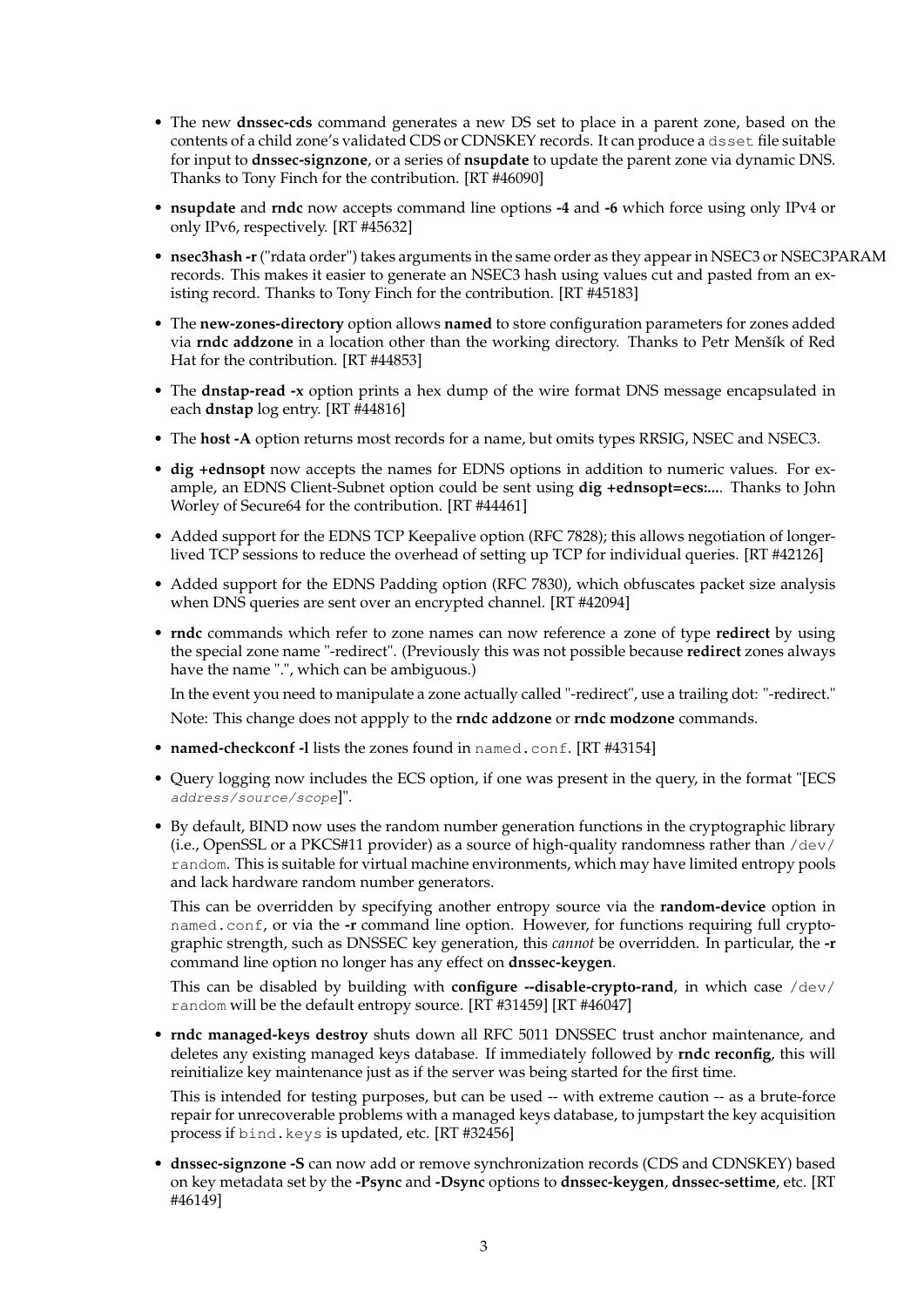- The new **dnssec-cds** command generates a new DS set to place in a parent zone, based on the contents of a child zone's validated CDS or CDNSKEY records. It can produce a `dsset` file suitable for input to **dnssec-signzone**, or a series of **nsupdate** to update the parent zone via dynamic DNS. Thanks to Tony Finch for the contribution. [RT #46090]

- **nsupdate** and **rndc** now accepts command line options **-4** and **-6** which force using only IPv4 or only IPv6, respectively. [RT #45632]

- **nsec3hash -r** ("rdata order") takes arguments in the same order as they appear in NSEC3 or NSEC3PARAM records. This makes it easier to generate an NSEC3 hash using values cut and pasted from an existing record. Thanks to Tony Finch for the contribution. [RT #45183]

- The **new-zones-directory** option allows **named** to store configuration parameters for zones added via **rndc addzone** in a location other than the working directory. Thanks to Petr Menšík of Red Hat for the contribution. [RT #44853]

- The **dnstap-read -x** option prints a hex dump of the wire format DNS message encapsulated in each **dnstap** log entry. [RT #44816]

- The **host -A** option returns most records for a name, but omits types RRSIG, NSEC and NSEC3.

- **dig +ednsopt** now accepts the names for EDNS options in addition to numeric values. For example, an EDNS Client-Subnet option could be sent using **dig +ednsopt=ecs:...**. Thanks to John Worley of Secure64 for the contribution. [RT #44461]

- Added support for the EDNS TCP Keepalive option (RFC 7828); this allows negotiation of longer-lived TCP sessions to reduce the overhead of setting up TCP for individual queries. [RT #42126]

- Added support for the EDNS Padding option (RFC 7830), which obfuscates packet size analysis when DNS queries are sent over an encrypted channel. [RT #42094]

- **rndc** commands which refer to zone names can now reference a zone of type **redirect** by using the special zone name "-redirect". (Previously this was not possible because **redirect** zones always have the name ".", which can be ambiguous.)

  In the event you need to manipulate a zone actually called "-redirect", use a trailing dot: "-redirect."

  Note: This change does not appply to the **rndc addzone** or **rndc modzone** commands.

- **named-checkconf -l** lists the zones found in `named.conf`. [RT #43154]

- Query logging now includes the ECS option, if one was present in the query, in the format "[ECS *address/source/scope*]".

- By default, BIND now uses the random number generation functions in the cryptographic library (i.e., OpenSSL or a PKCS#11 provider) as a source of high-quality randomness rather than `/dev/random`. This is suitable for virtual machine environments, which may have limited entropy pools and lack hardware random number generators.

  This can be overridden by specifying another entropy source via the **random-device** option in `named.conf`, or via the **-r** command line option. However, for functions requiring full cryptographic strength, such as DNSSEC key generation, this *cannot* be overridden. In particular, the **-r** command line option no longer has any effect on **dnssec-keygen**.

  This can be disabled by building with **configure --disable-crypto-rand**, in which case `/dev/random` will be the default entropy source. [RT #31459] [RT #46047]

- **rndc managed-keys destroy** shuts down all RFC 5011 DNSSEC trust anchor maintenance, and deletes any existing managed keys database. If immediately followed by **rndc reconfig**, this will reinitialize key maintenance just as if the server was being started for the first time.

  This is intended for testing purposes, but can be used -- with extreme caution -- as a brute-force repair for unrecoverable problems with a managed keys database, to jumpstart the key acquisition process if `bind.keys` is updated, etc. [RT #32456]

- **dnssec-signzone -S** can now add or remove synchronization records (CDS and CDNSKEY) based on key metadata set by the **-Psync** and **-Dsync** options to **dnssec-keygen**, **dnssec-settime**, etc. [RT #46149]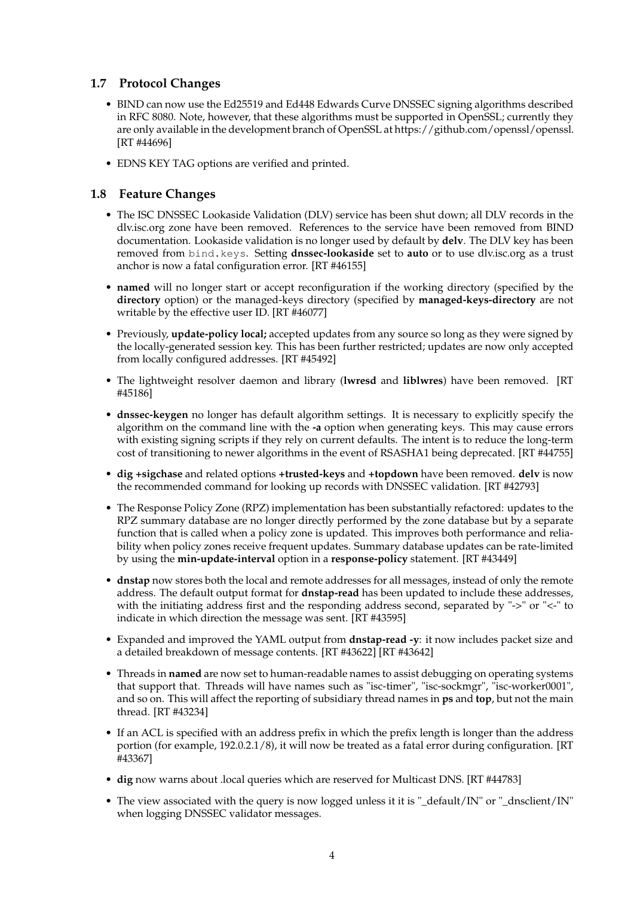## 1.7 Protocol Changes

- BIND can now use the Ed25519 and Ed448 Edwards Curve DNSSEC signing algorithms described in RFC 8080. Note, however, that these algorithms must be supported in OpenSSL; currently they are only available in the development branch of OpenSSL at https://github.com/openssl/openssl. [RT #44696]
- EDNS KEY TAG options are verified and printed.

## 1.8 Feature Changes

- The ISC DNSSEC Lookaside Validation (DLV) service has been shut down; all DLV records in the dlv.isc.org zone have been removed. References to the service have been removed from BIND documentation. Lookaside validation is no longer used by default by **delv**. The DLV key has been removed from `bind.keys`. Setting **dnssec-lookaside** set to **auto** or to use dlv.isc.org as a trust anchor is now a fatal configuration error. [RT #46155]
- **named** will no longer start or accept reconfiguration if the working directory (specified by the **directory** option) or the managed-keys directory (specified by **managed-keys-directory** are not writable by the effective user ID. [RT #46077]
- Previously, **update-policy local;** accepted updates from any source so long as they were signed by the locally-generated session key. This has been further restricted; updates are now only accepted from locally configured addresses. [RT #45492]
- The lightweight resolver daemon and library (**lwresd** and **liblwres**) have been removed. [RT #45186]
- **dnssec-keygen** no longer has default algorithm settings. It is necessary to explicitly specify the algorithm on the command line with the **-a** option when generating keys. This may cause errors with existing signing scripts if they rely on current defaults. The intent is to reduce the long-term cost of transitioning to newer algorithms in the event of RSASHA1 being deprecated. [RT #44755]
- **dig +sigchase** and related options **+trusted-keys** and **+topdown** have been removed. **delv** is now the recommended command for looking up records with DNSSEC validation. [RT #42793]
- The Response Policy Zone (RPZ) implementation has been substantially refactored: updates to the RPZ summary database are no longer directly performed by the zone database but by a separate function that is called when a policy zone is updated. This improves both performance and reliability when policy zones receive frequent updates. Summary database updates can be rate-limited by using the **min-update-interval** option in a **response-policy** statement. [RT #43449]
- **dnstap** now stores both the local and remote addresses for all messages, instead of only the remote address. The default output format for **dnstap-read** has been updated to include these addresses, with the initiating address first and the responding address second, separated by "->" or "<-" to indicate in which direction the message was sent. [RT #43595]
- Expanded and improved the YAML output from **dnstap-read -y**: it now includes packet size and a detailed breakdown of message contents. [RT #43622] [RT #43642]
- Threads in **named** are now set to human-readable names to assist debugging on operating systems that support that. Threads will have names such as "isc-timer", "isc-sockmgr", "isc-worker0001", and so on. This will affect the reporting of subsidiary thread names in **ps** and **top**, but not the main thread. [RT #43234]
- If an ACL is specified with an address prefix in which the prefix length is longer than the address portion (for example, 192.0.2.1/8), it will now be treated as a fatal error during configuration. [RT #43367]
- **dig** now warns about .local queries which are reserved for Multicast DNS. [RT #44783]
- The view associated with the query is now logged unless it it is "_default/IN" or "_dnsclient/IN" when logging DNSSEC validator messages.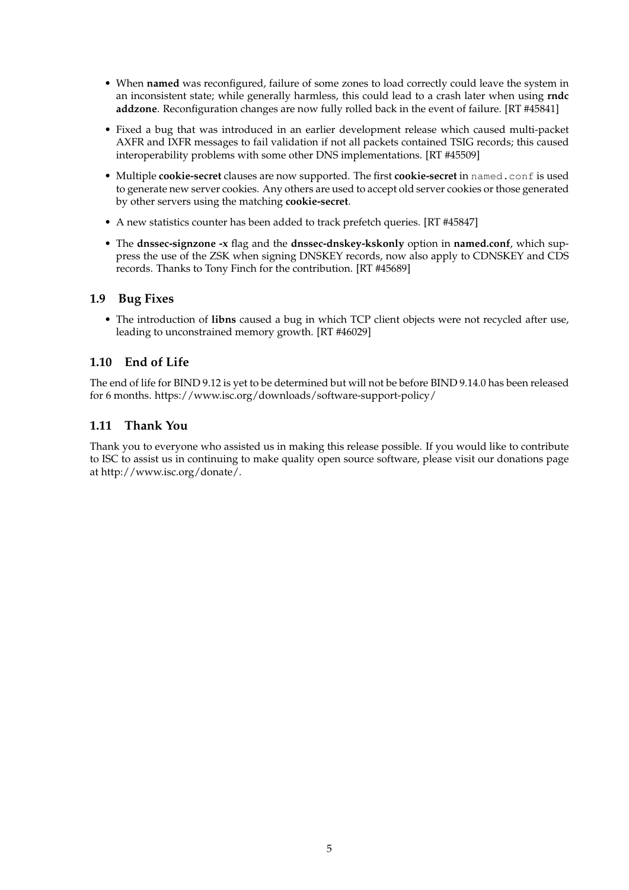- When **named** was reconfigured, failure of some zones to load correctly could leave the system in an inconsistent state; while generally harmless, this could lead to a crash later when using **rndc addzone**. Reconfiguration changes are now fully rolled back in the event of failure. [RT #45841]
- Fixed a bug that was introduced in an earlier development release which caused multi-packet AXFR and IXFR messages to fail validation if not all packets contained TSIG records; this caused interoperability problems with some other DNS implementations. [RT #45509]
- Multiple **cookie-secret** clauses are now supported. The first **cookie-secret** in `named.conf` is used to generate new server cookies. Any others are used to accept old server cookies or those generated by other servers using the matching **cookie-secret**.
- A new statistics counter has been added to track prefetch queries. [RT #45847]
- The **dnssec-signzone -x** flag and the **dnssec-dnskey-kskonly** option in **named.conf**, which suppress the use of the ZSK when signing DNSKEY records, now also apply to CDNSKEY and CDS records. Thanks to Tony Finch for the contribution. [RT #45689]

## 1.9 Bug Fixes

- The introduction of **libns** caused a bug in which TCP client objects were not recycled after use, leading to unconstrained memory growth. [RT #46029]

## 1.10 End of Life

The end of life for BIND 9.12 is yet to be determined but will not be before BIND 9.14.0 has been released for 6 months. https://www.isc.org/downloads/software-support-policy/

## 1.11 Thank You

Thank you to everyone who assisted us in making this release possible. If you would like to contribute to ISC to assist us in continuing to make quality open source software, please visit our donations page at http://www.isc.org/donate/.